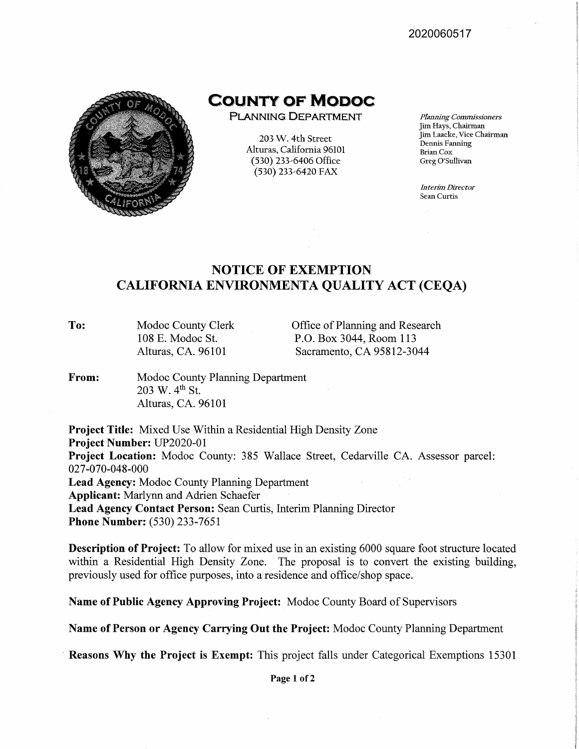2020060517

# COUNTY OF MODOC

PLANNING DEPARTMENT

203 W. 4th Street
Alturas, California 96101
(530) 233-6406 Office
(530) 233-6420 FAX

*Planning Commissioners*
Jim Hays, Chairman
Jim Laacke, Vice Chairman
Dennis Fanning
Brian Cox
Greg O'Sullivan

*Interim Director*
Sean Curtis

## NOTICE OF EXEMPTION
## CALIFORNIA ENVIRONMENTA QUALITY ACT (CEQA)

**To:** Modoc County Clerk
108 E. Modoc St.
Alturas, CA. 96101

Office of Planning and Research
P.O. Box 3044, Room 113
Sacramento, CA 95812-3044

**From:** Modoc County Planning Department
203 W. 4th St.
Alturas, CA. 96101

**Project Title:** Mixed Use Within a Residential High Density Zone
**Project Number:** UP2020-01
**Project Location:** Modoc County: 385 Wallace Street, Cedarville CA. Assessor parcel: 027-070-048-000
**Lead Agency:** Modoc County Planning Department
**Applicant:** Marlynn and Adrien Schaefer
**Lead Agency Contact Person:** Sean Curtis, Interim Planning Director
**Phone Number:** (530) 233-7651

**Description of Project:** To allow for mixed use in an existing 6000 square foot structure located within a Residential High Density Zone. The proposal is to convert the existing building, previously used for office purposes, into a residence and office/shop space.

**Name of Public Agency Approving Project:** Modoc County Board of Supervisors

**Name of Person or Agency Carrying Out the Project:** Modoc County Planning Department

**Reasons Why the Project is Exempt:** This project falls under Categorical Exemptions 15301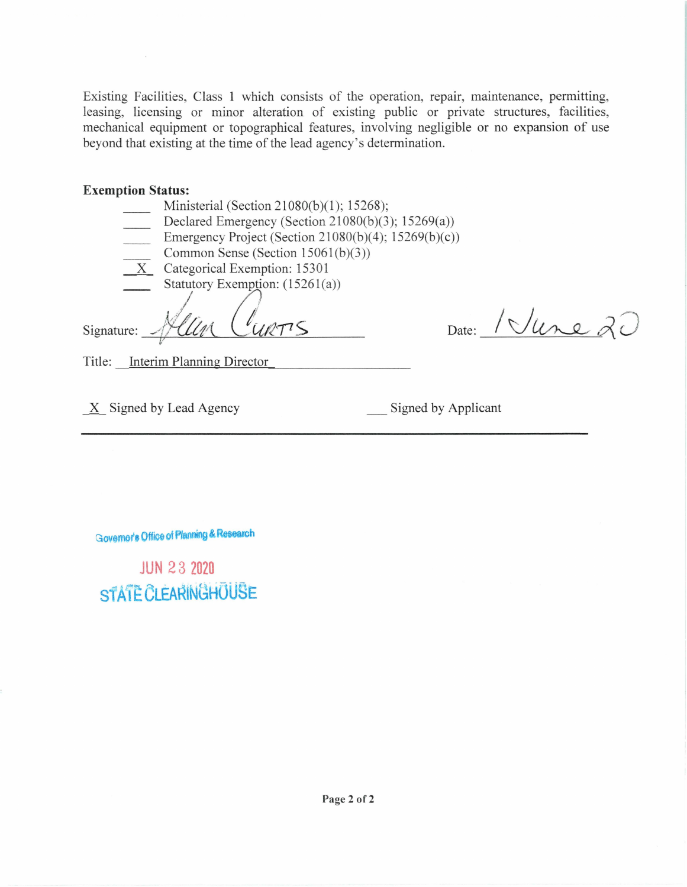Existing Facilities, Class 1 which consists of the operation, repair, maintenance, permitting, leasing, licensing or minor alteration of existing public or private structures, facilities, mechanical equipment or topographical features, involving negligible or no expansion of use beyond that existing at the time of the lead agency's determination.

**Exemption Status:**

- ____ Ministerial (Section 21080(b)(1); 15268);
- ____ Declared Emergency (Section 21080(b)(3); 15269(a))
- ____ Emergency Project (Section 21080(b)(4); 15269(b)(c))
- ____ Common Sense (Section 15061(b)(3))
- _X_ Categorical Exemption: 15301
- ____ Statutory Exemption: (15261(a))

Signature: Ellen Curtis                                        Date: 1 June 20

Title: Interim Planning Director

_X_ Signed by Lead Agency                                        ___ Signed by Applicant

---

Governor's Office of Planning & Research

JUN 23 2020

STATE CLEARINGHOUSE